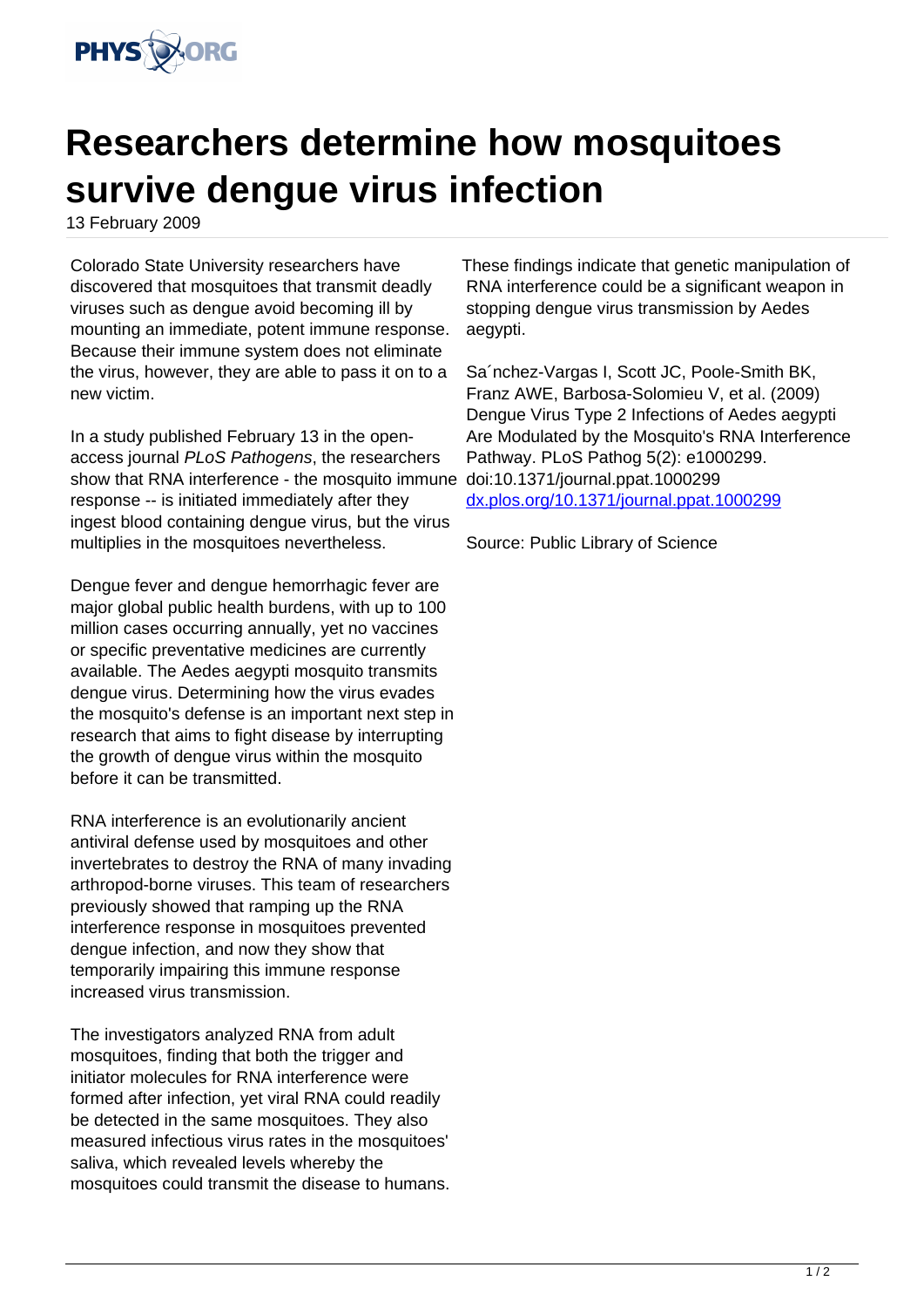# Researchers determine how mosquitoes survive dengue virus infection

13 February 2009

Colorado State University researchers have discovered that mosquitoes that transmit deadly viruses such as dengue avoid becoming ill by mounting an immediate, potent immune response. Because their immune system does not eliminate the virus, however, they are able to pass it on to a new victim.

In a study published February 13 in the open-access journal *PLoS Pathogens*, the researchers show that RNA interference - the mosquito immune response -- is initiated immediately after they ingest blood containing dengue virus, but the virus multiplies in the mosquitoes nevertheless.

Dengue fever and dengue hemorrhagic fever are major global public health burdens, with up to 100 million cases occurring annually, yet no vaccines or specific preventative medicines are currently available. The Aedes aegypti mosquito transmits dengue virus. Determining how the virus evades the mosquito's defense is an important next step in research that aims to fight disease by interrupting the growth of dengue virus within the mosquito before it can be transmitted.

RNA interference is an evolutionarily ancient antiviral defense used by mosquitoes and other invertebrates to destroy the RNA of many invading arthropod-borne viruses. This team of researchers previously showed that ramping up the RNA interference response in mosquitoes prevented dengue infection, and now they show that temporarily impairing this immune response increased virus transmission.

The investigators analyzed RNA from adult mosquitoes, finding that both the trigger and initiator molecules for RNA interference were formed after infection, yet viral RNA could readily be detected in the same mosquitoes. They also measured infectious virus rates in the mosquitoes' saliva, which revealed levels whereby the mosquitoes could transmit the disease to humans.

These findings indicate that genetic manipulation of RNA interference could be a significant weapon in stopping dengue virus transmission by Aedes aegypti.

Sa´nchez-Vargas I, Scott JC, Poole-Smith BK, Franz AWE, Barbosa-Solomieu V, et al. (2009) Dengue Virus Type 2 Infections of Aedes aegypti Are Modulated by the Mosquito's RNA Interference Pathway. PLoS Pathog 5(2): e1000299. doi:10.1371/journal.ppat.1000299 [dx.plos.org/10.1371/journal.ppat.1000299](http://dx.plos.org/10.1371/journal.ppat.1000299)

Source: Public Library of Science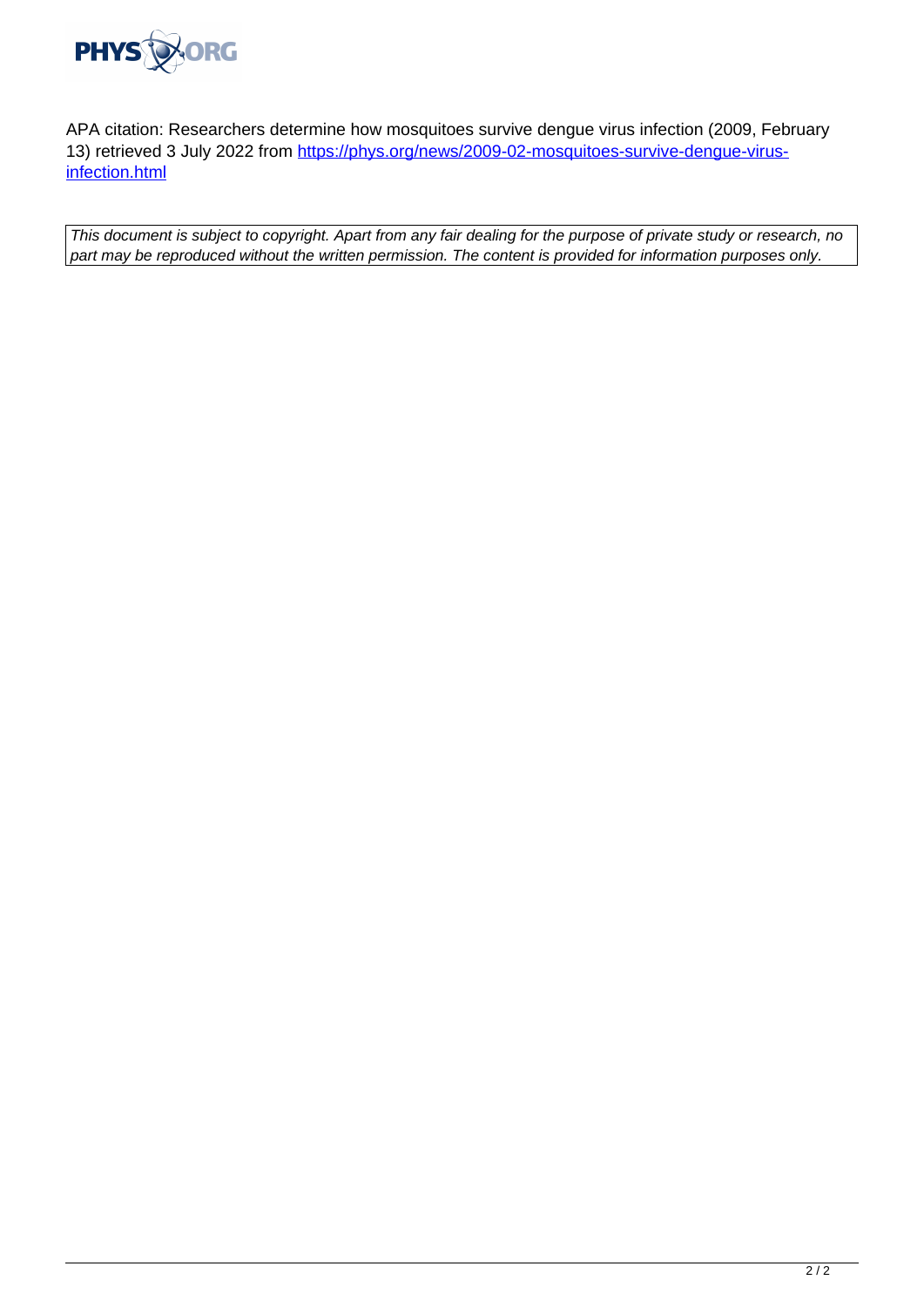APA citation: Researchers determine how mosquitoes survive dengue virus infection (2009, February 13) retrieved 3 July 2022 from https://phys.org/news/2009-02-mosquitoes-survive-dengue-virus-infection.html

*This document is subject to copyright. Apart from any fair dealing for the purpose of private study or research, no part may be reproduced without the written permission. The content is provided for information purposes only.*